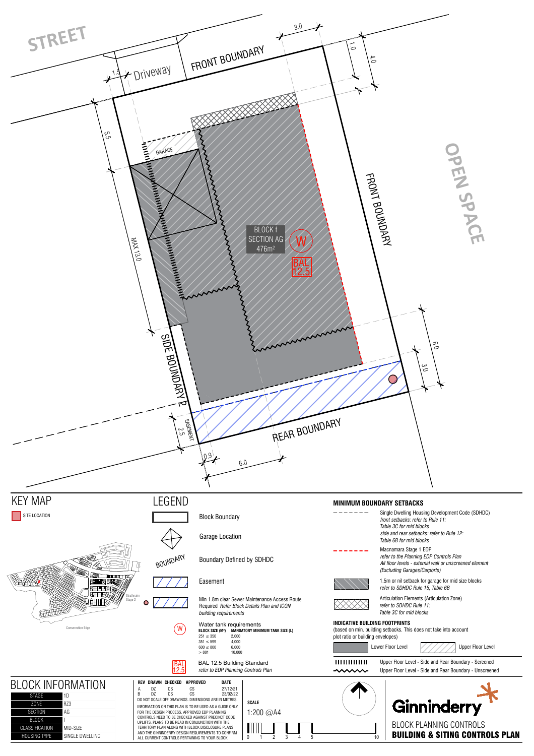STREET

Driveway 1.5

FRONT BOUNDARY 3.0

1.0 4.0

5.5

GARAGE

MAX 13.0

BLOCK f
SECTION AG
476m2

W

BAL 12.5

FRONT BOUNDARY

OPEN SPACE

6.0

3.0

SIDE BOUNDARY 2

EASEMENT 2.5

REAR BOUNDARY

0.9 6.0

## KEY MAP

SITE LOCATION

Strathnairn Stage 2

Conservation Edge

## LEGEND

- Block Boundary
- Garage Location
- BOUNDARY — Boundary Defined by SDHDC
- Easement
- Min 1.8m clear Sewer Maintenance Access Route Required *Refer Block Details Plan and ICON building requirements*
- W — Water tank requirements

| BLOCK SIZE (M²) | MANDATORY MINIMUM TANK SIZE (L) |
|---|---|
| 251 ≤ 350 | 2,000 |
| 351 ≤ 599 | 4,000 |
| 600 ≤ 800 | 6,000 |
| > 801 | 10,000 |

- BAL 12.5 — BAL 12.5 Building Standard *refer to EDP Planning Controls Plan*

## MINIMUM BOUNDARY SETBACKS

- Single Dwelling Housing Development Code (SDHDC) *front setbacks: refer to Rule 11: Table 3C for mid blocks* *side and rear setbacks: refer to Rule 12: Table 6B for mid blocks*
- Macnamara Stage 1 EDP *refer to the Planning EDP Controls Plan* *All floor levels - external wall or unscreened element (Excluding Garages/Carports)*
- 1.5m or nil setback for garage for mid size blocks *refer to SDHDC Rule 15, Table 6B*
- Articulation Elements (Articulation Zone) *refer to SDHDC Rule 11: Table 3C for mid blocks*

### INDICATIVE BUILDING FOOTPRINTS

(based on min. building setbacks. This does not take into account plot ratio or building envelopes)

- Lower Floor Level
- Upper Floor Level
- Upper Floor Level - Side and Rear Boundary - Screened
- Upper Floor Level - Side and Rear Boundary - Unscreened

## BLOCK INFORMATION

| | |
|---|---|
| STAGE | 1D |
| ZONE | RZ3 |
| SECTION | AG |
| BLOCK | f |
| CLASSIFICATION | MID-SIZE |
| HOUSING TYPE | SINGLE DWELLING |

| REV | DRAWN | CHECKED | APPROVED | DATE |
|---|---|---|---|---|
| A | DZ | CS | CS | 27/12/21 |
| B | DZ | CS | CS | 23/02/22 |

DO NOT SCALE OFF DRAWINGS. DIMENSIONS ARE IN METRES.

INFORMATION ON THIS PLAN IS TO BE USED AS A GUIDE ONLY FOR THE DESIGN PROCESS. APPROVED EDP PLANNING CONTROLS NEED TO BE CHECKED AGAINST PRECINCT CODE UPLIFTS. PLANS TO BE READ IN CONJUNCTION WITH THE TERRITORY PLAN ALONG WITH BLOCK DISCLOSURE PLANS AND THE GINNINDERRY DESIGN REQUIREMENTS TO CONFIRM ALL CURRENT CONTROLS PERTAINING TO YOUR BLOCK.

SCALE

1:200 @A4

0 1 2 3 4 5 10

Ginninderry

BLOCK PLANNING CONTROLS

**BUILDING & SITING CONTROLS PLAN**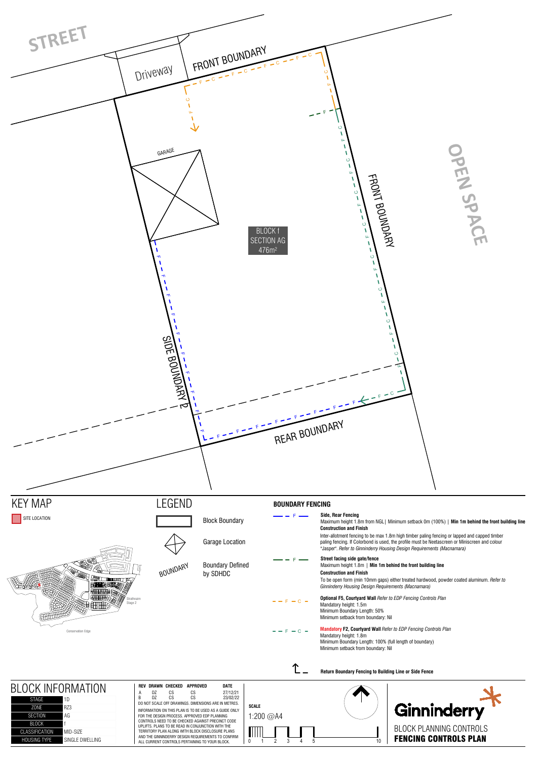STREET

Driveway

FRONT BOUNDARY

GARAGE

BLOCK f
SECTION AG
476m²

FRONT BOUNDARY

OPEN SPACE

SIDE BOUNDARY 2

REAR BOUNDARY

## KEY MAP

SITE LOCATION

Strathnairn Stage 2

Conservation Edge

## LEGEND

Block Boundary

Garage Location

BOUNDARY — Boundary Defined by SDHDC

## BOUNDARY FENCING

**Side, Rear Fencing**
Maximum height 1.8m from NGL | Minimum setback 0m (100%) | **Min 1m behind the front building line**
**Construction and Finish**
Inter-allotment fencing to be max 1.8m high timber paling fencing or lapped and capped timber paling fencing. If Colorbond is used, the profile must be Neetascreen or Miniscreen and colour "Jasper". *Refer to Ginninderry Housing Design Requirements (Macnamara)*

**Street facing side gate/fence**
Maximum height 1.8m | **Min 1m behind the front building line**
**Construction and Finish**
To be open form (min 10mm gaps) either treated hardwood, powder coated aluminum. *Refer to Ginninderry Housing Design Requirements (Macnamara)*

**Optional F5, Courtyard Wall** *Refer to EDP Fencing Controls Plan*
Mandatory height: 1.5m
Minimum Boundary Length: 50%
Minimum setback from boundary: Nil

Mandatory **F2, Courtyard Wall** *Refer to EDP Fencing Controls Plan*
Mandatory height: 1.8m
Minimum Boundary Length: 100% (full length of boundary)
Minimum setback from boundary: Nil

**Return Boundary Fencing to Building Line or Side Fence**

## BLOCK INFORMATION

| | |
|---|---|
| STAGE | 1D |
| ZONE | RZ3 |
| SECTION | AG |
| BLOCK | f |
| CLASSIFICATION | MID-SIZE |
| HOUSING TYPE | SINGLE DWELLING |

| REV | DRAWN | CHECKED | APPROVED | DATE |
|---|---|---|---|---|
| A | DZ | CS | CS | 27/12/21 |
| B | DZ | CS | CS | 23/02/22 |

DO NOT SCALE OFF DRAWINGS. DIMENSIONS ARE IN METRES.

INFORMATION ON THIS PLAN IS TO BE USED AS A GUIDE ONLY FOR THE DESIGN PROCESS. APPROVED EDP PLANNING CONTROLS NEED TO BE CHECKED AGAINST PRECINCT CODE UPLIFTS. PLANS TO BE READ IN CONJUNCTION WITH THE TERRITORY PLAN ALONG WITH BLOCK DISCLOSURE PLANS AND THE GINNINDERRY DESIGN REQUIREMENTS TO CONFIRM ALL CURRENT CONTROLS PERTAINING TO YOUR BLOCK.

**SCALE**
1:200 @A4

0 1 2 3 4 5 10

Ginninderry

BLOCK PLANNING CONTROLS
**FENCING CONTROLS PLAN**